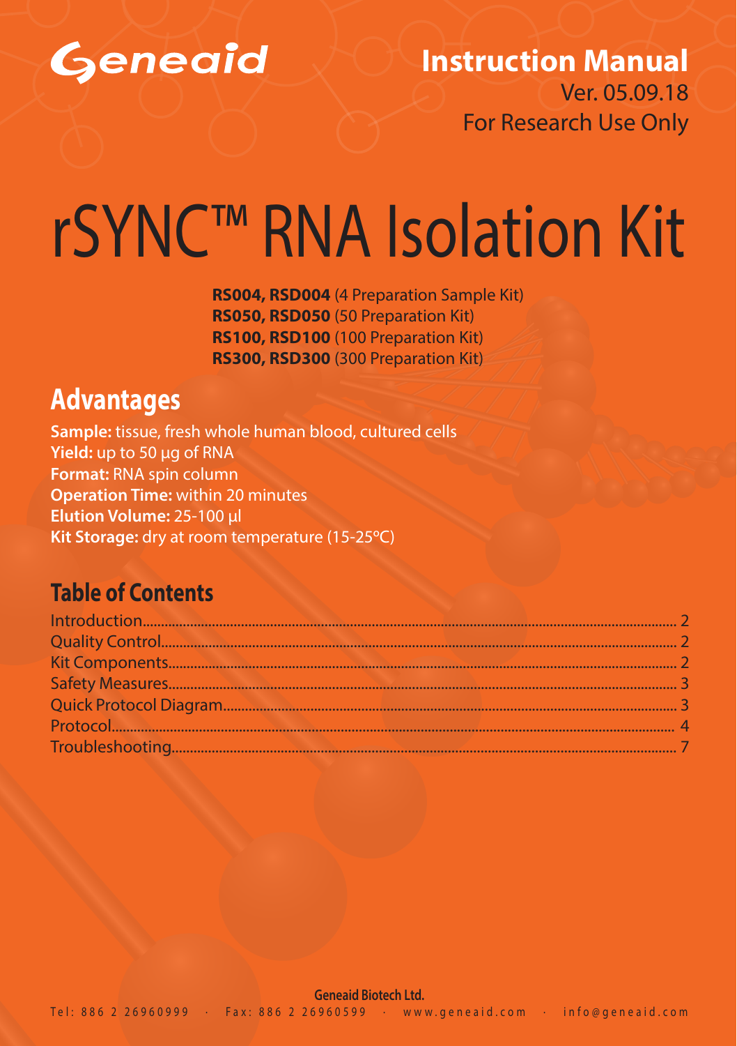Geneaid

**Instruction Manual**

Ver. 05.09.18

For Research Use Only

# rSYNC™ RNA Isolation Kit

**RS004, RSD004** (4 Preparation Sample Kit)
**RS050, RSD050** (50 Preparation Kit)
**RS100, RSD100** (100 Preparation Kit)
**RS300, RSD300** (300 Preparation Kit)

## Advantages

**Sample:** tissue, fresh whole human blood, cultured cells
**Yield:** up to 50 µg of RNA
**Format:** RNA spin column
**Operation Time:** within 20 minutes
**Elution Volume:** 25-100 µl
**Kit Storage:** dry at room temperature (15-25°C)

## Table of Contents

Introduction.......... 2
Quality Control.......... 2
Kit Components.......... 2
Safety Measures.......... 3
Quick Protocol Diagram.......... 3
Protocol.......... 4
Troubleshooting.......... 7

**Geneaid Biotech Ltd.**
Tel: 886 2 26960999 · Fax: 886 2 26960599 · www.geneaid.com · info@geneaid.com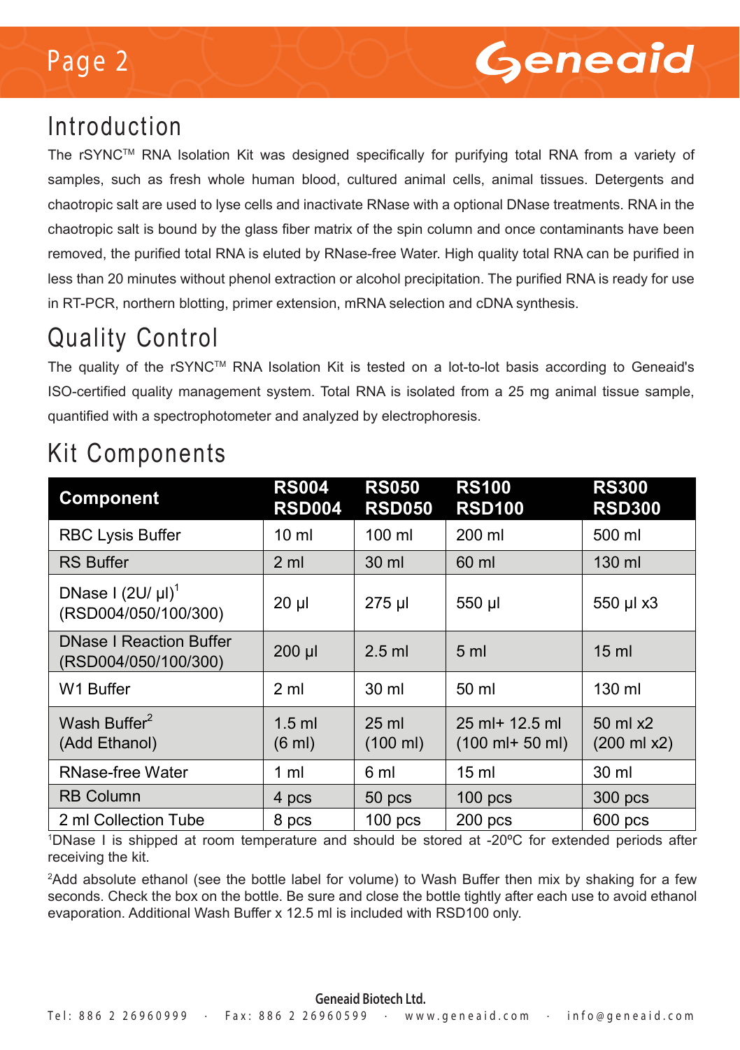## Introduction

The rSYNC™ RNA Isolation Kit was designed specifically for purifying total RNA from a variety of samples, such as fresh whole human blood, cultured animal cells, animal tissues. Detergents and chaotropic salt are used to lyse cells and inactivate RNase with a optional DNase treatments. RNA in the chaotropic salt is bound by the glass fiber matrix of the spin column and once contaminants have been removed, the purified total RNA is eluted by RNase-free Water. High quality total RNA can be purified in less than 20 minutes without phenol extraction or alcohol precipitation. The purified RNA is ready for use in RT-PCR, northern blotting, primer extension, mRNA selection and cDNA synthesis.

## Quality Control

The quality of the rSYNC™ RNA Isolation Kit is tested on a lot-to-lot basis according to Geneaid's ISO-certified quality management system. Total RNA is isolated from a 25 mg animal tissue sample, quantified with a spectrophotometer and analyzed by electrophoresis.

## Kit Components

| Component | RS004 RSD004 | RS050 RSD050 | RS100 RSD100 | RS300 RSD300 |
|---|---|---|---|---|
| RBC Lysis Buffer | 10 ml | 100 ml | 200 ml | 500 ml |
| RS Buffer | 2 ml | 30 ml | 60 ml | 130 ml |
| DNase I (2U/ µl)[1] (RSD004/050/100/300) | 20 µl | 275 µl | 550 µl | 550 µl x3 |
| DNase I Reaction Buffer (RSD004/050/100/300) | 200 µl | 2.5 ml | 5 ml | 15 ml |
| W1 Buffer | 2 ml | 30 ml | 50 ml | 130 ml |
| Wash Buffer[2] (Add Ethanol) | 1.5 ml (6 ml) | 25 ml (100 ml) | 25 ml+ 12.5 ml (100 ml+ 50 ml) | 50 ml x2 (200 ml x2) |
| RNase-free Water | 1 ml | 6 ml | 15 ml | 30 ml |
| RB Column | 4 pcs | 50 pcs | 100 pcs | 300 pcs |
| 2 ml Collection Tube | 8 pcs | 100 pcs | 200 pcs | 600 pcs |

[1]DNase I is shipped at room temperature and should be stored at -20ºC for extended periods after receiving the kit.

[2]Add absolute ethanol (see the bottle label for volume) to Wash Buffer then mix by shaking for a few seconds. Check the box on the bottle. Be sure and close the bottle tightly after each use to avoid ethanol evaporation. Additional Wash Buffer x 12.5 ml is included with RSD100 only.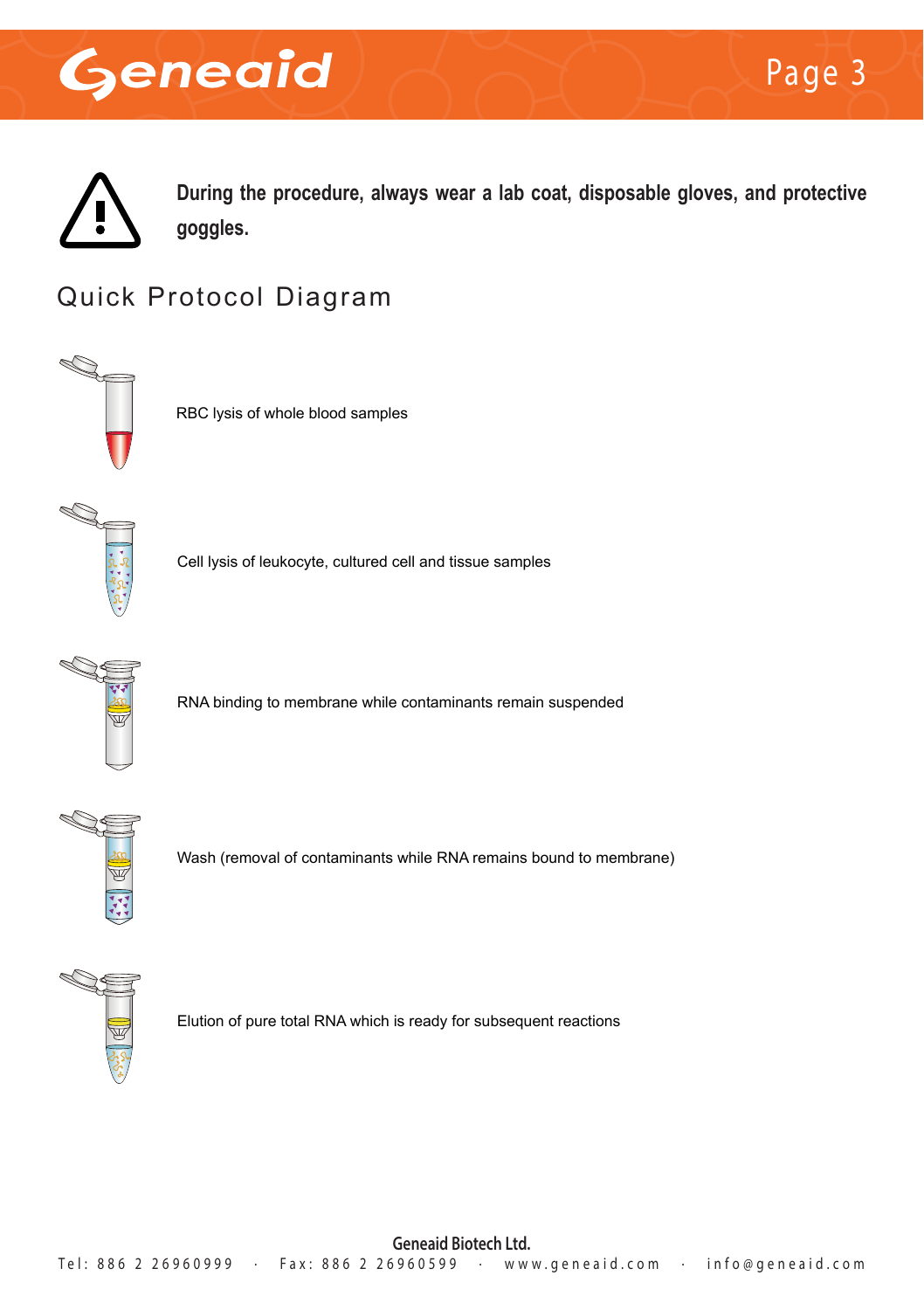**During the procedure, always wear a lab coat, disposable gloves, and protective goggles.**

## Quick Protocol Diagram

RBC lysis of whole blood samples

Cell lysis of leukocyte, cultured cell and tissue samples

RNA binding to membrane while contaminants remain suspended

Wash (removal of contaminants while RNA remains bound to membrane)

Elution of pure total RNA which is ready for subsequent reactions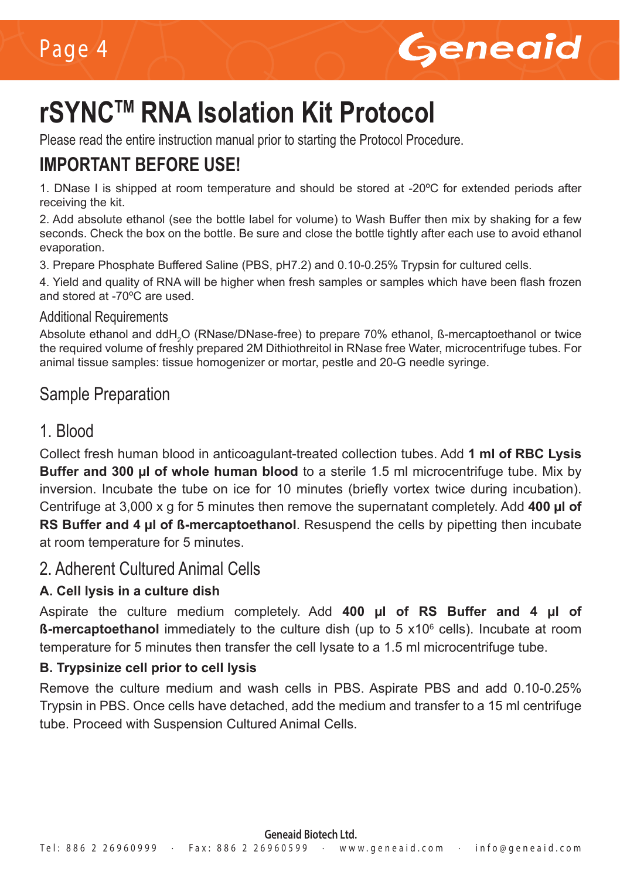# rSYNC™ RNA Isolation Kit Protocol

Please read the entire instruction manual prior to starting the Protocol Procedure.

## IMPORTANT BEFORE USE!

1. DNase I is shipped at room temperature and should be stored at -20ºC for extended periods after receiving the kit.

2. Add absolute ethanol (see the bottle label for volume) to Wash Buffer then mix by shaking for a few seconds. Check the box on the bottle. Be sure and close the bottle tightly after each use to avoid ethanol evaporation.

3. Prepare Phosphate Buffered Saline (PBS, pH7.2) and 0.10-0.25% Trypsin for cultured cells.

4. Yield and quality of RNA will be higher when fresh samples or samples which have been flash frozen and stored at -70ºC are used.

### Additional Requirements

Absolute ethanol and $ddH_2O$ (RNase/DNase-free) to prepare 70% ethanol, ß-mercaptoethanol or twice the required volume of freshly prepared 2M Dithiothreitol in RNase free Water, microcentrifuge tubes. For animal tissue samples: tissue homogenizer or mortar, pestle and 20-G needle syringe.

## Sample Preparation

### 1. Blood

Collect fresh human blood in anticoagulant-treated collection tubes. Add **1 ml of RBC Lysis Buffer and 300 µl of whole human blood** to a sterile 1.5 ml microcentrifuge tube. Mix by inversion. Incubate the tube on ice for 10 minutes (briefly vortex twice during incubation). Centrifuge at 3,000 x g for 5 minutes then remove the supernatant completely. Add **400 µl of RS Buffer and 4 µl of ß-mercaptoethanol**. Resuspend the cells by pipetting then incubate at room temperature for 5 minutes.

### 2. Adherent Cultured Animal Cells

**A. Cell lysis in a culture dish**

Aspirate the culture medium completely. Add **400 µl of RS Buffer and 4 µl of ß-mercaptoethanol** immediately to the culture dish (up to 5 x$10^6$ cells). Incubate at room temperature for 5 minutes then transfer the cell lysate to a 1.5 ml microcentrifuge tube.

**B. Trypsinize cell prior to cell lysis**

Remove the culture medium and wash cells in PBS. Aspirate PBS and add 0.10-0.25% Trypsin in PBS. Once cells have detached, add the medium and transfer to a 15 ml centrifuge tube. Proceed with Suspension Cultured Animal Cells.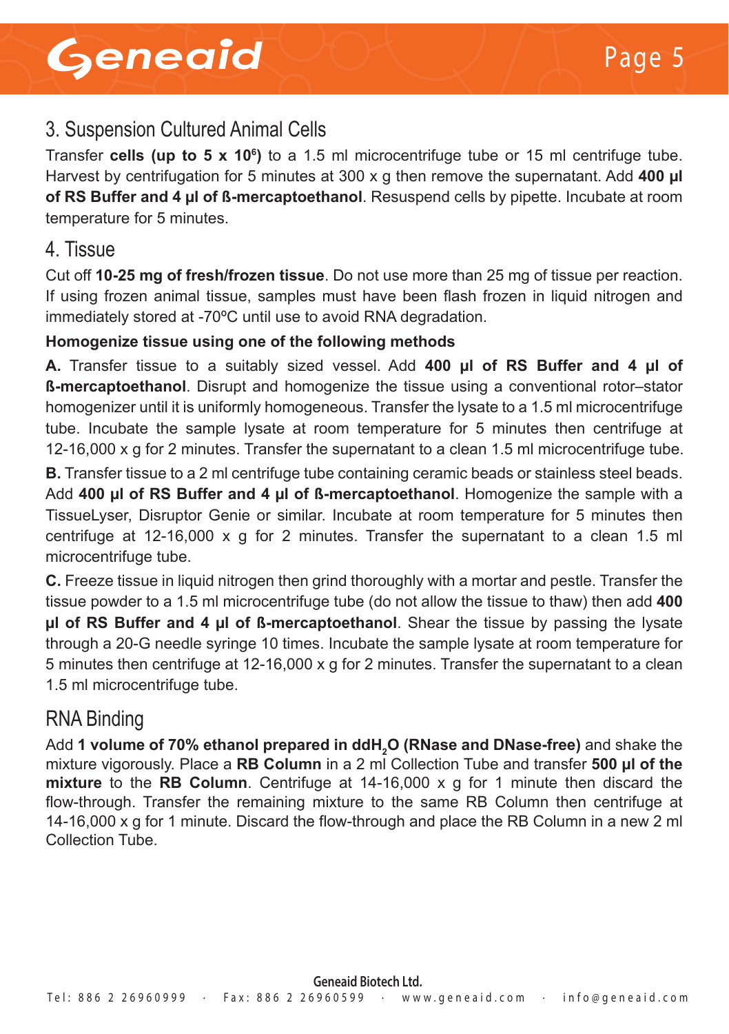## 3. Suspension Cultured Animal Cells

Transfer **cells (up to 5 x $10^6$)** to a 1.5 ml microcentrifuge tube or 15 ml centrifuge tube. Harvest by centrifugation for 5 minutes at 300 x g then remove the supernatant. Add **400 µl of RS Buffer and 4 µl of ß-mercaptoethanol**. Resuspend cells by pipette. Incubate at room temperature for 5 minutes.

## 4. Tissue

Cut off **10-25 mg of fresh/frozen tissue**. Do not use more than 25 mg of tissue per reaction. If using frozen animal tissue, samples must have been flash frozen in liquid nitrogen and immediately stored at -70ºC until use to avoid RNA degradation.

**Homogenize tissue using one of the following methods**

**A.** Transfer tissue to a suitably sized vessel. Add **400 µl of RS Buffer and 4 µl of ß-mercaptoethanol**. Disrupt and homogenize the tissue using a conventional rotor–stator homogenizer until it is uniformly homogeneous. Transfer the lysate to a 1.5 ml microcentrifuge tube. Incubate the sample lysate at room temperature for 5 minutes then centrifuge at 12-16,000 x g for 2 minutes. Transfer the supernatant to a clean 1.5 ml microcentrifuge tube.

**B.** Transfer tissue to a 2 ml centrifuge tube containing ceramic beads or stainless steel beads. Add **400 µl of RS Buffer and 4 µl of ß-mercaptoethanol**. Homogenize the sample with a TissueLyser, Disruptor Genie or similar. Incubate at room temperature for 5 minutes then centrifuge at 12-16,000 x g for 2 minutes. Transfer the supernatant to a clean 1.5 ml microcentrifuge tube.

**C.** Freeze tissue in liquid nitrogen then grind thoroughly with a mortar and pestle. Transfer the tissue powder to a 1.5 ml microcentrifuge tube (do not allow the tissue to thaw) then add **400 µl of RS Buffer and 4 µl of ß-mercaptoethanol**. Shear the tissue by passing the lysate through a 20-G needle syringe 10 times. Incubate the sample lysate at room temperature for 5 minutes then centrifuge at 12-16,000 x g for 2 minutes. Transfer the supernatant to a clean 1.5 ml microcentrifuge tube.

## RNA Binding

Add **1 volume of 70% ethanol prepared in ddH$_2$O (RNase and DNase-free)** and shake the mixture vigorously. Place a **RB Column** in a 2 ml Collection Tube and transfer **500 µl of the mixture** to the **RB Column**. Centrifuge at 14-16,000 x g for 1 minute then discard the flow-through. Transfer the remaining mixture to the same RB Column then centrifuge at 14-16,000 x g for 1 minute. Discard the flow-through and place the RB Column in a new 2 ml Collection Tube.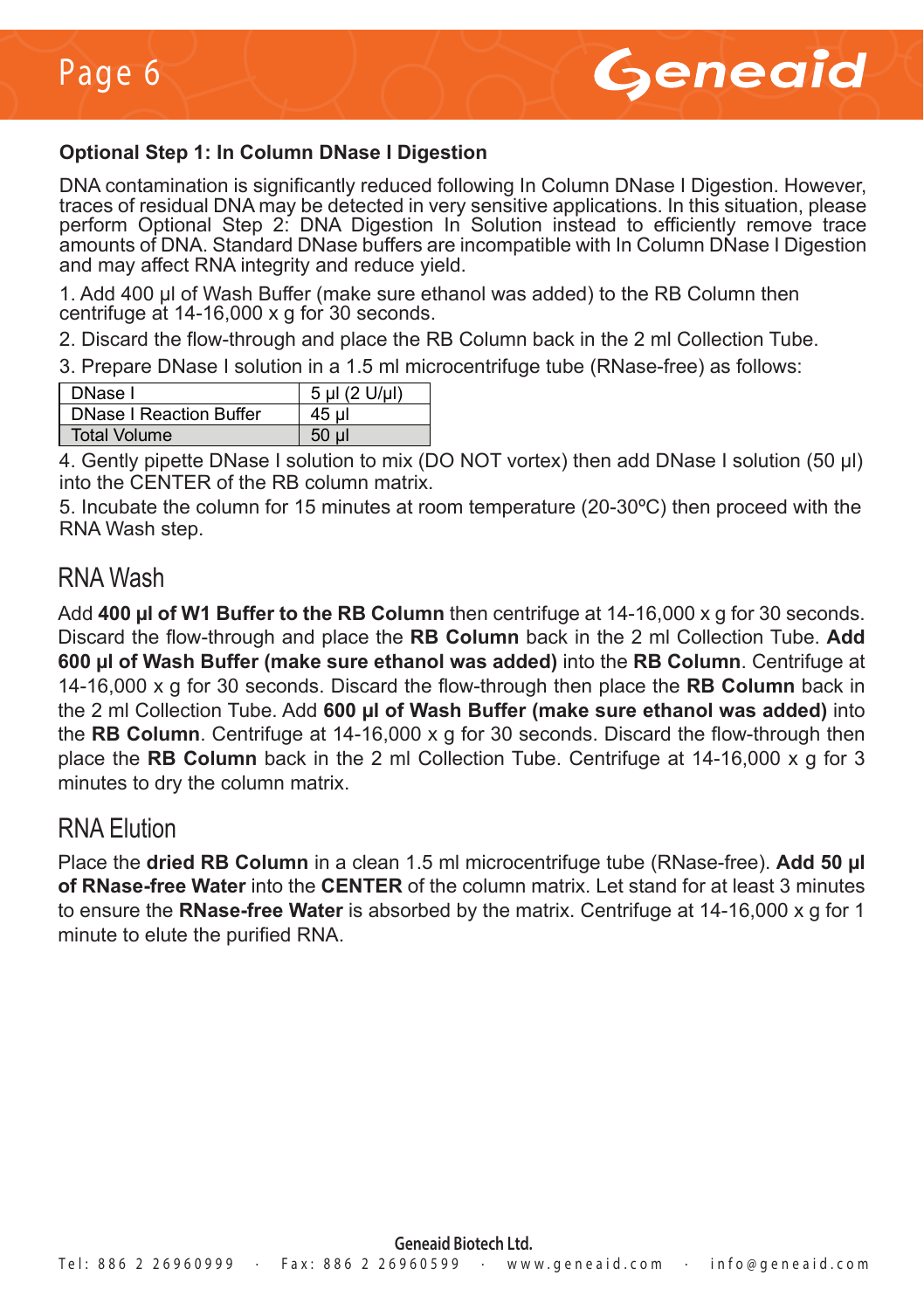**Optional Step 1: In Column DNase I Digestion**

DNA contamination is significantly reduced following In Column DNase I Digestion. However, traces of residual DNA may be detected in very sensitive applications. In this situation, please perform Optional Step 2: DNA Digestion In Solution instead to efficiently remove trace amounts of DNA. Standard DNase buffers are incompatible with In Column DNase I Digestion and may affect RNA integrity and reduce yield.

1. Add 400 µl of Wash Buffer (make sure ethanol was added) to the RB Column then centrifuge at 14-16,000 x g for 30 seconds.
2. Discard the flow-through and place the RB Column back in the 2 ml Collection Tube.
3. Prepare DNase I solution in a 1.5 ml microcentrifuge tube (RNase-free) as follows:

| DNase I | 5 µl (2 U/µl) |
|---|---|
| DNase I Reaction Buffer | 45 µl |
| Total Volume | 50 µl |

4. Gently pipette DNase I solution to mix (DO NOT vortex) then add DNase I solution (50 µl) into the CENTER of the RB column matrix.
5. Incubate the column for 15 minutes at room temperature (20-30ºC) then proceed with the RNA Wash step.

## RNA Wash

Add **400 µl of W1 Buffer to the RB Column** then centrifuge at 14-16,000 x g for 30 seconds. Discard the flow-through and place the **RB Column** back in the 2 ml Collection Tube. **Add 600 µl of Wash Buffer (make sure ethanol was added)** into the **RB Column**. Centrifuge at 14-16,000 x g for 30 seconds. Discard the flow-through then place the **RB Column** back in the 2 ml Collection Tube. Add **600 µl of Wash Buffer (make sure ethanol was added)** into the **RB Column**. Centrifuge at 14-16,000 x g for 30 seconds. Discard the flow-through then place the **RB Column** back in the 2 ml Collection Tube. Centrifuge at 14-16,000 x g for 3 minutes to dry the column matrix.

## RNA Elution

Place the **dried RB Column** in a clean 1.5 ml microcentrifuge tube (RNase-free). **Add 50 µl of RNase-free Water** into the **CENTER** of the column matrix. Let stand for at least 3 minutes to ensure the **RNase-free Water** is absorbed by the matrix. Centrifuge at 14-16,000 x g for 1 minute to elute the purified RNA.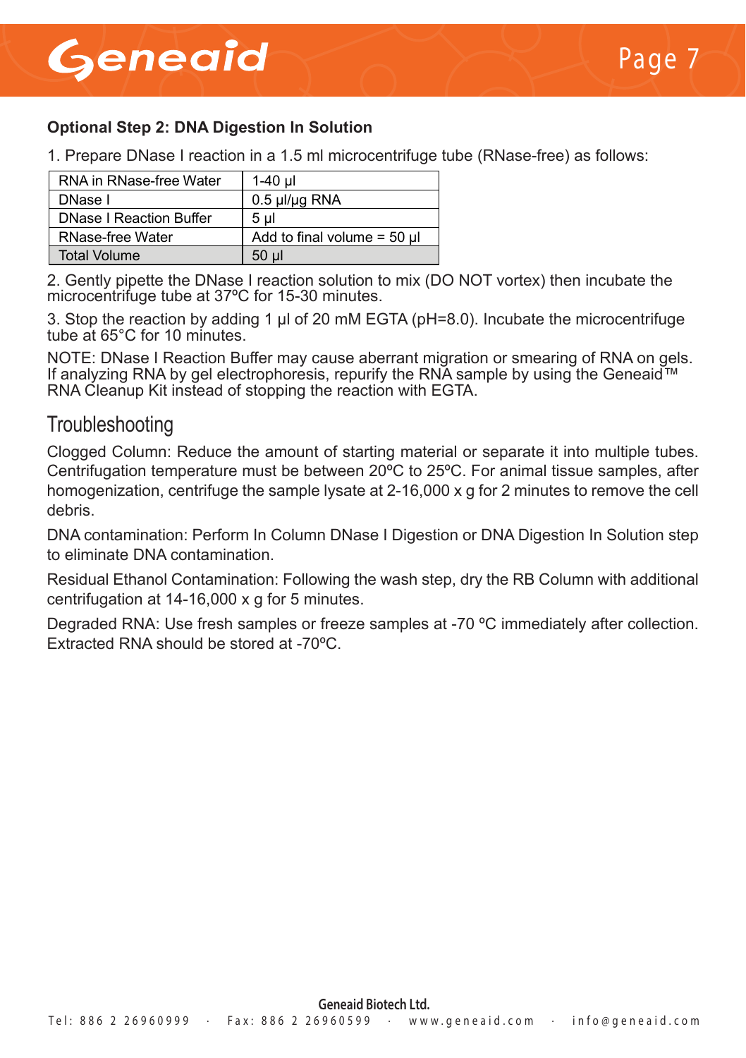**Optional Step 2: DNA Digestion In Solution**

1. Prepare DNase I reaction in a 1.5 ml microcentrifuge tube (RNase-free) as follows:

| RNA in RNase-free Water | 1-40 µl |
|---|---|
| DNase I | 0.5 µl/µg RNA |
| DNase I Reaction Buffer | 5 µl |
| RNase-free Water | Add to final volume = 50 µl |
| Total Volume | 50 µl |

2. Gently pipette the DNase I reaction solution to mix (DO NOT vortex) then incubate the microcentrifuge tube at 37ºC for 15-30 minutes.

3. Stop the reaction by adding 1 µl of 20 mM EGTA (pH=8.0). Incubate the microcentrifuge tube at 65˚C for 10 minutes.

NOTE: DNase I Reaction Buffer may cause aberrant migration or smearing of RNA on gels. If analyzing RNA by gel electrophoresis, repurify the RNA sample by using the Geneaid™ RNA Cleanup Kit instead of stopping the reaction with EGTA.

## Troubleshooting

Clogged Column: Reduce the amount of starting material or separate it into multiple tubes. Centrifugation temperature must be between 20ºC to 25ºC. For animal tissue samples, after homogenization, centrifuge the sample lysate at 2-16,000 x g for 2 minutes to remove the cell debris.

DNA contamination: Perform In Column DNase I Digestion or DNA Digestion In Solution step to eliminate DNA contamination.

Residual Ethanol Contamination: Following the wash step, dry the RB Column with additional centrifugation at 14-16,000 x g for 5 minutes.

Degraded RNA: Use fresh samples or freeze samples at -70 ºC immediately after collection. Extracted RNA should be stored at -70ºC.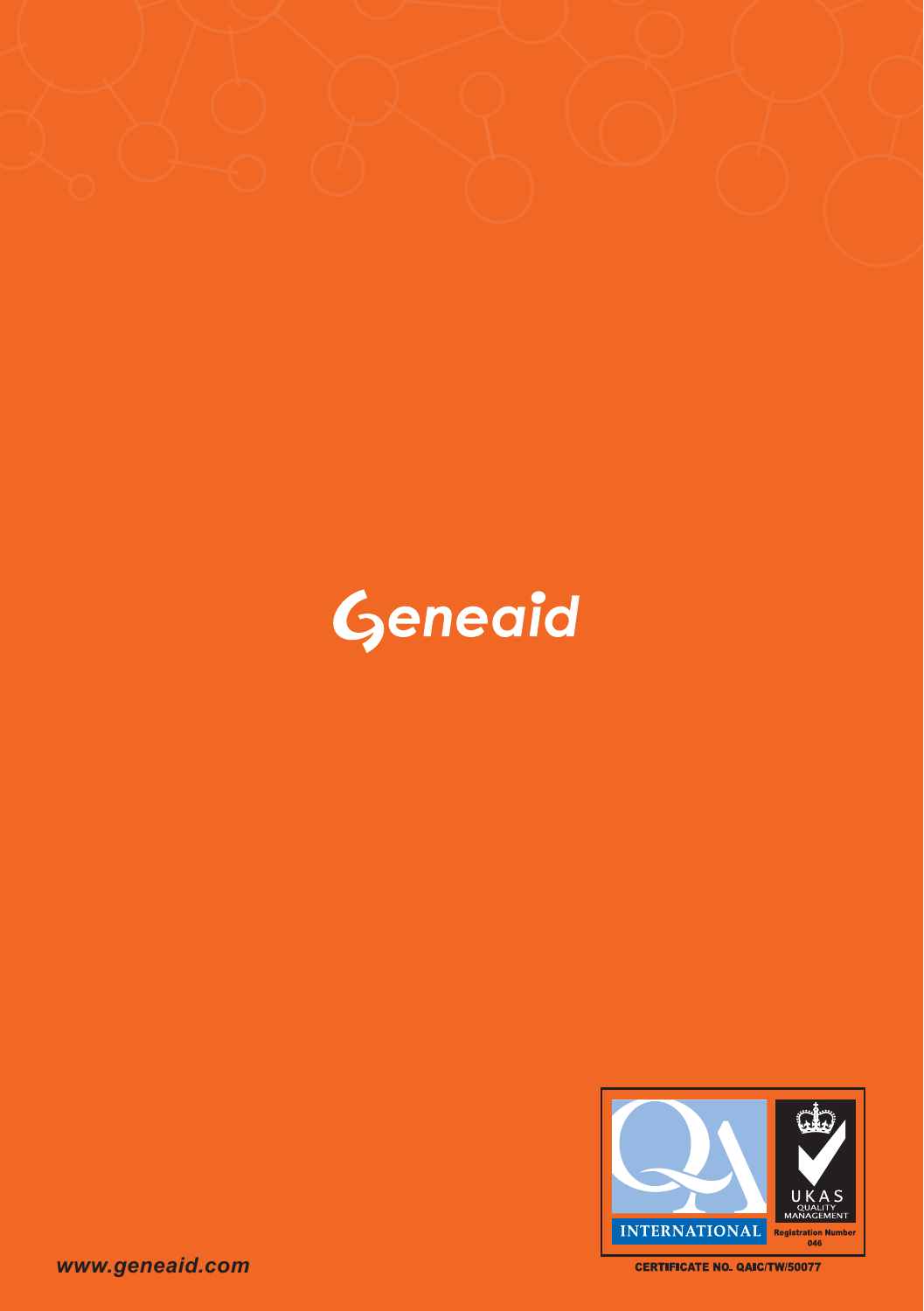Geneaid

INTERNATIONAL

UKAS QUALITY MANAGEMENT

Registration Number 046

www.geneaid.com

CERTIFICATE NO. QAIC/TW/50077